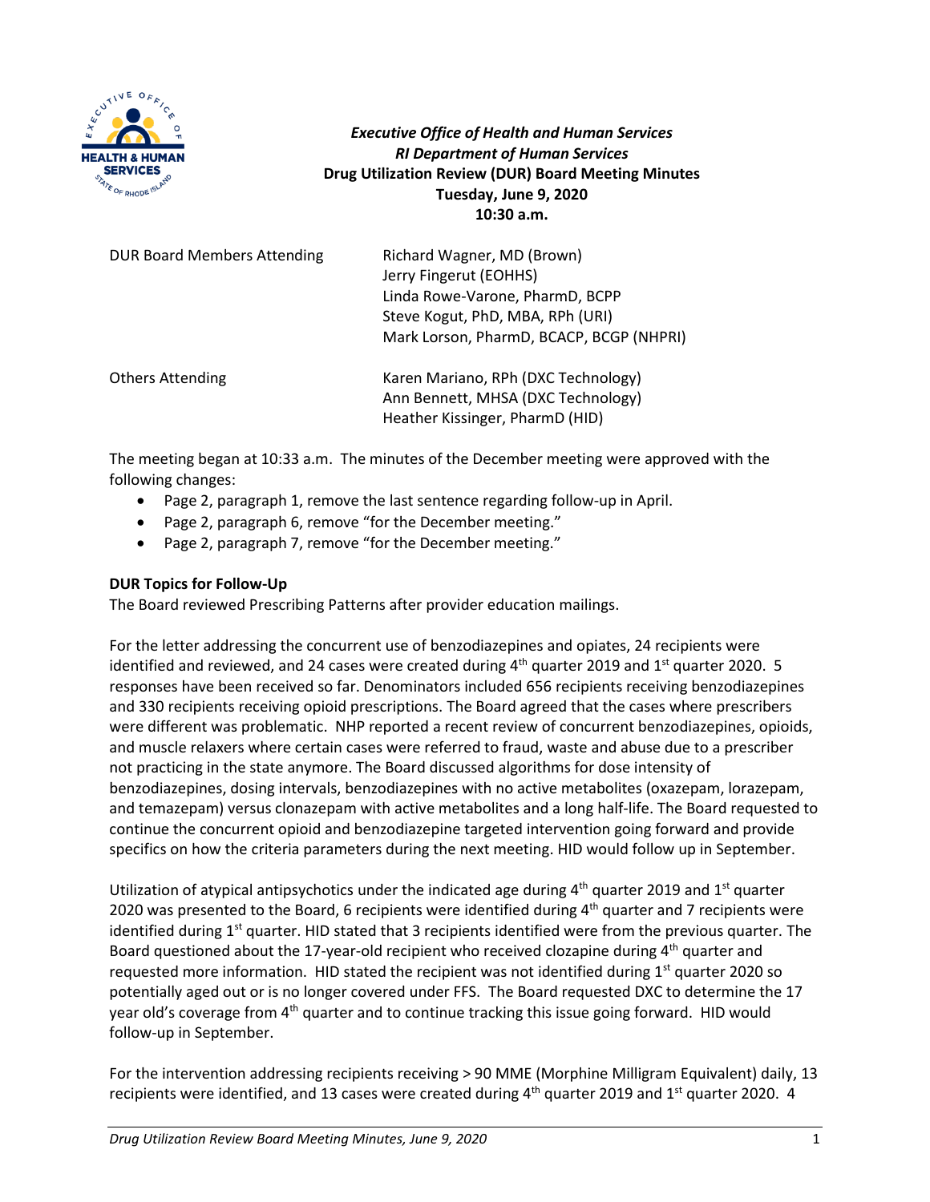*Executive Office of Health and Human Services*
*RI Department of Human Services*
**Drug Utilization Review (DUR) Board Meeting Minutes**
**Tuesday, June 9, 2020**
**10:30 a.m.**

| | |
|---|---|
| DUR Board Members Attending | Richard Wagner, MD (Brown)<br>Jerry Fingerut (EOHHS)<br>Linda Rowe-Varone, PharmD, BCPP<br>Steve Kogut, PhD, MBA, RPh (URI)<br>Mark Lorson, PharmD, BCACP, BCGP (NHPRI) |
| Others Attending | Karen Mariano, RPh (DXC Technology)<br>Ann Bennett, MHSA (DXC Technology)<br>Heather Kissinger, PharmD (HID) |

The meeting began at 10:33 a.m. The minutes of the December meeting were approved with the following changes:

- Page 2, paragraph 1, remove the last sentence regarding follow-up in April.
- Page 2, paragraph 6, remove "for the December meeting."
- Page 2, paragraph 7, remove "for the December meeting."

**DUR Topics for Follow-Up**

The Board reviewed Prescribing Patterns after provider education mailings.

For the letter addressing the concurrent use of benzodiazepines and opiates, 24 recipients were identified and reviewed, and 24 cases were created during 4th quarter 2019 and 1st quarter 2020. 5 responses have been received so far. Denominators included 656 recipients receiving benzodiazepines and 330 recipients receiving opioid prescriptions. The Board agreed that the cases where prescribers were different was problematic. NHP reported a recent review of concurrent benzodiazepines, opioids, and muscle relaxers where certain cases were referred to fraud, waste and abuse due to a prescriber not practicing in the state anymore. The Board discussed algorithms for dose intensity of benzodiazepines, dosing intervals, benzodiazepines with no active metabolites (oxazepam, lorazepam, and temazepam) versus clonazepam with active metabolites and a long half-life. The Board requested to continue the concurrent opioid and benzodiazepine targeted intervention going forward and provide specifics on how the criteria parameters during the next meeting. HID would follow up in September.

Utilization of atypical antipsychotics under the indicated age during 4th quarter 2019 and 1st quarter 2020 was presented to the Board, 6 recipients were identified during 4th quarter and 7 recipients were identified during 1st quarter. HID stated that 3 recipients identified were from the previous quarter. The Board questioned about the 17-year-old recipient who received clozapine during 4th quarter and requested more information. HID stated the recipient was not identified during 1st quarter 2020 so potentially aged out or is no longer covered under FFS. The Board requested DXC to determine the 17 year old's coverage from 4th quarter and to continue tracking this issue going forward. HID would follow-up in September.

For the intervention addressing recipients receiving > 90 MME (Morphine Milligram Equivalent) daily, 13 recipients were identified, and 13 cases were created during 4th quarter 2019 and 1st quarter 2020. 4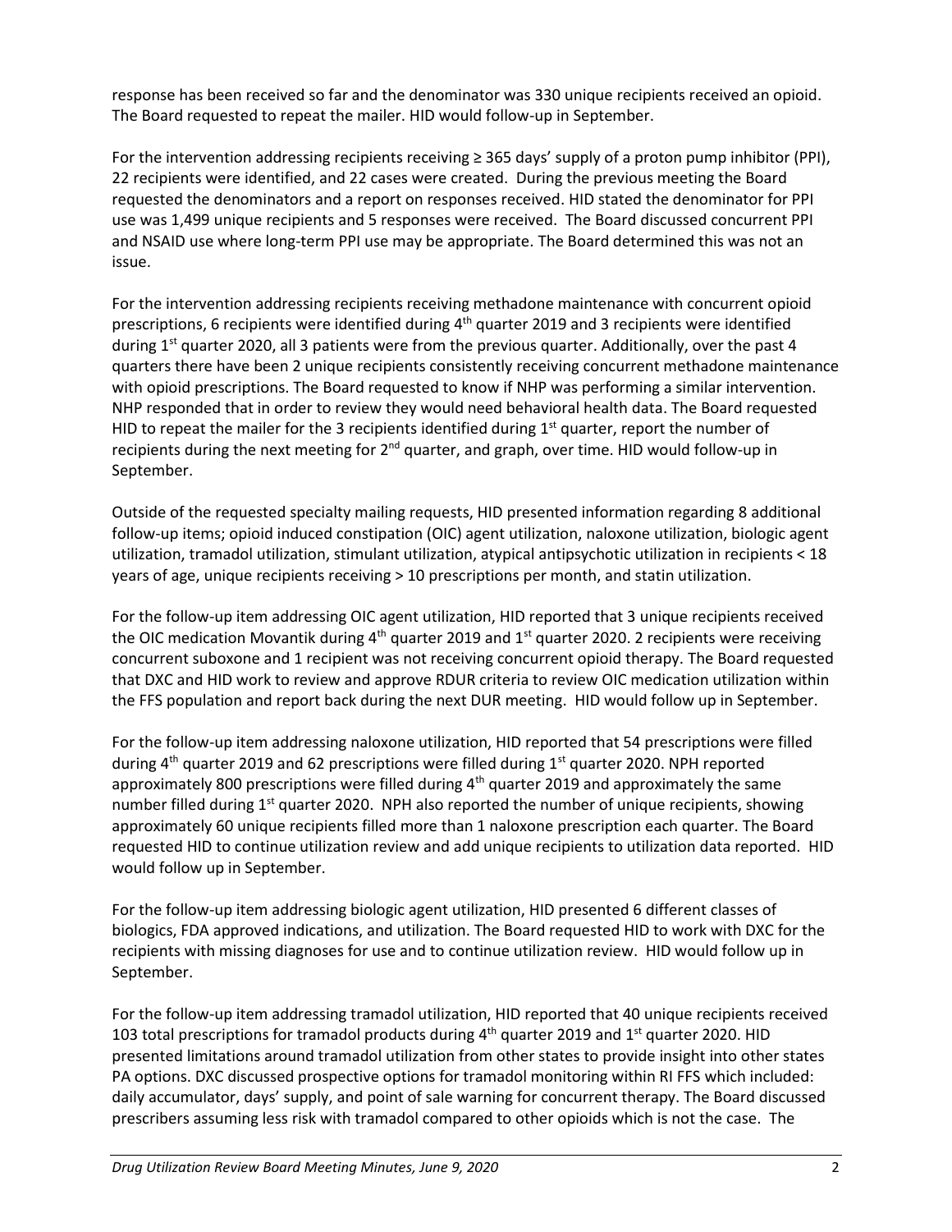response has been received so far and the denominator was 330 unique recipients received an opioid. The Board requested to repeat the mailer. HID would follow-up in September.

For the intervention addressing recipients receiving ≥ 365 days' supply of a proton pump inhibitor (PPI), 22 recipients were identified, and 22 cases were created. During the previous meeting the Board requested the denominators and a report on responses received. HID stated the denominator for PPI use was 1,499 unique recipients and 5 responses were received. The Board discussed concurrent PPI and NSAID use where long-term PPI use may be appropriate. The Board determined this was not an issue.

For the intervention addressing recipients receiving methadone maintenance with concurrent opioid prescriptions, 6 recipients were identified during 4th quarter 2019 and 3 recipients were identified during 1st quarter 2020, all 3 patients were from the previous quarter. Additionally, over the past 4 quarters there have been 2 unique recipients consistently receiving concurrent methadone maintenance with opioid prescriptions. The Board requested to know if NHP was performing a similar intervention. NHP responded that in order to review they would need behavioral health data. The Board requested HID to repeat the mailer for the 3 recipients identified during 1st quarter, report the number of recipients during the next meeting for 2nd quarter, and graph, over time. HID would follow-up in September.

Outside of the requested specialty mailing requests, HID presented information regarding 8 additional follow-up items; opioid induced constipation (OIC) agent utilization, naloxone utilization, biologic agent utilization, tramadol utilization, stimulant utilization, atypical antipsychotic utilization in recipients < 18 years of age, unique recipients receiving > 10 prescriptions per month, and statin utilization.

For the follow-up item addressing OIC agent utilization, HID reported that 3 unique recipients received the OIC medication Movantik during 4th quarter 2019 and 1st quarter 2020. 2 recipients were receiving concurrent suboxone and 1 recipient was not receiving concurrent opioid therapy. The Board requested that DXC and HID work to review and approve RDUR criteria to review OIC medication utilization within the FFS population and report back during the next DUR meeting. HID would follow up in September.

For the follow-up item addressing naloxone utilization, HID reported that 54 prescriptions were filled during 4th quarter 2019 and 62 prescriptions were filled during 1st quarter 2020. NPH reported approximately 800 prescriptions were filled during 4th quarter 2019 and approximately the same number filled during 1st quarter 2020. NPH also reported the number of unique recipients, showing approximately 60 unique recipients filled more than 1 naloxone prescription each quarter. The Board requested HID to continue utilization review and add unique recipients to utilization data reported. HID would follow up in September.

For the follow-up item addressing biologic agent utilization, HID presented 6 different classes of biologics, FDA approved indications, and utilization. The Board requested HID to work with DXC for the recipients with missing diagnoses for use and to continue utilization review. HID would follow up in September.

For the follow-up item addressing tramadol utilization, HID reported that 40 unique recipients received 103 total prescriptions for tramadol products during 4th quarter 2019 and 1st quarter 2020. HID presented limitations around tramadol utilization from other states to provide insight into other states PA options. DXC discussed prospective options for tramadol monitoring within RI FFS which included: daily accumulator, days' supply, and point of sale warning for concurrent therapy. The Board discussed prescribers assuming less risk with tramadol compared to other opioids which is not the case. The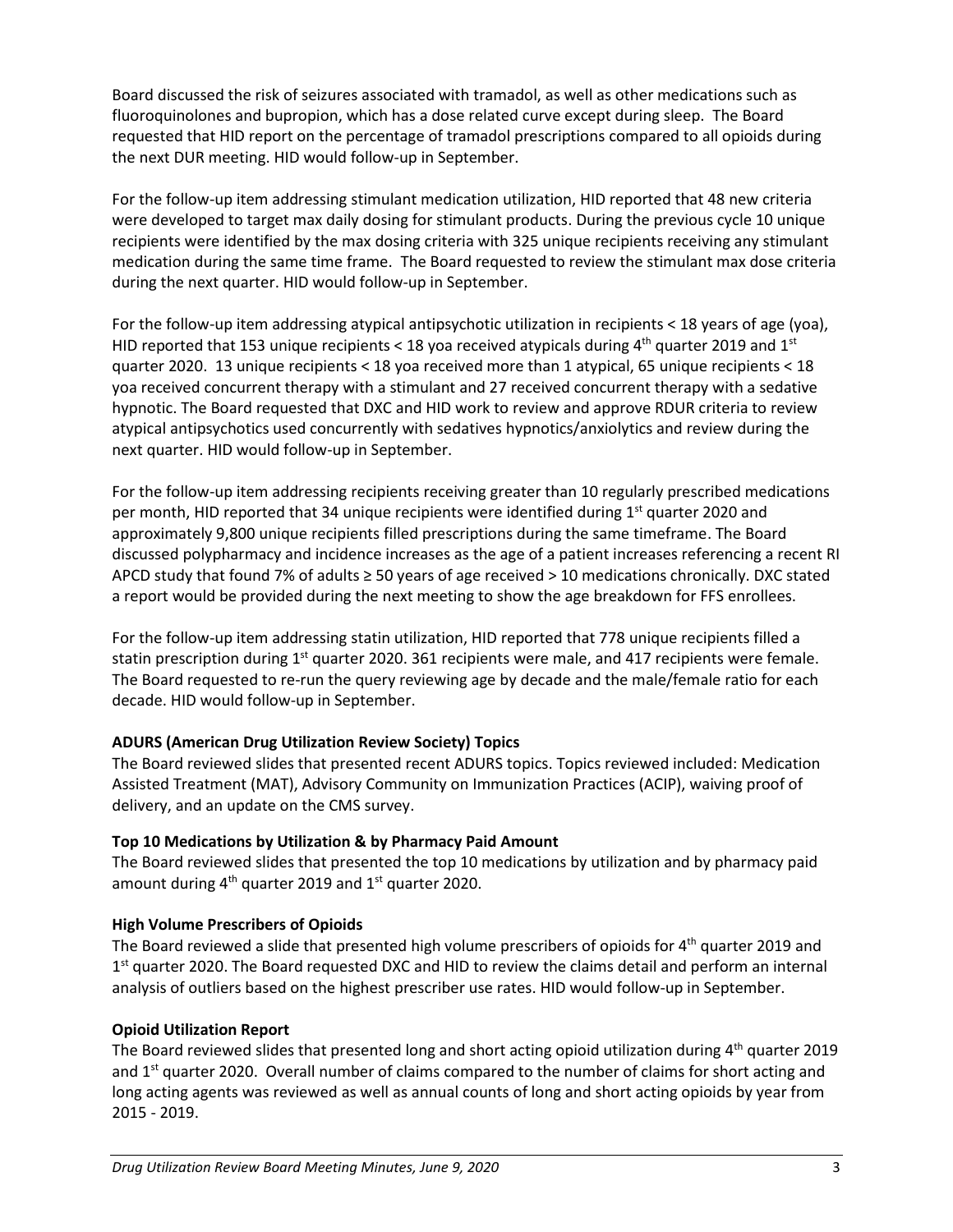Board discussed the risk of seizures associated with tramadol, as well as other medications such as fluoroquinolones and bupropion, which has a dose related curve except during sleep. The Board requested that HID report on the percentage of tramadol prescriptions compared to all opioids during the next DUR meeting. HID would follow-up in September.

For the follow-up item addressing stimulant medication utilization, HID reported that 48 new criteria were developed to target max daily dosing for stimulant products. During the previous cycle 10 unique recipients were identified by the max dosing criteria with 325 unique recipients receiving any stimulant medication during the same time frame. The Board requested to review the stimulant max dose criteria during the next quarter. HID would follow-up in September.

For the follow-up item addressing atypical antipsychotic utilization in recipients < 18 years of age (yoa), HID reported that 153 unique recipients < 18 yoa received atypicals during 4th quarter 2019 and 1st quarter 2020. 13 unique recipients < 18 yoa received more than 1 atypical, 65 unique recipients < 18 yoa received concurrent therapy with a stimulant and 27 received concurrent therapy with a sedative hypnotic. The Board requested that DXC and HID work to review and approve RDUR criteria to review atypical antipsychotics used concurrently with sedatives hypnotics/anxiolytics and review during the next quarter. HID would follow-up in September.

For the follow-up item addressing recipients receiving greater than 10 regularly prescribed medications per month, HID reported that 34 unique recipients were identified during 1st quarter 2020 and approximately 9,800 unique recipients filled prescriptions during the same timeframe. The Board discussed polypharmacy and incidence increases as the age of a patient increases referencing a recent RI APCD study that found 7% of adults ≥ 50 years of age received > 10 medications chronically. DXC stated a report would be provided during the next meeting to show the age breakdown for FFS enrollees.

For the follow-up item addressing statin utilization, HID reported that 778 unique recipients filled a statin prescription during 1st quarter 2020. 361 recipients were male, and 417 recipients were female. The Board requested to re-run the query reviewing age by decade and the male/female ratio for each decade. HID would follow-up in September.

**ADURS (American Drug Utilization Review Society) Topics**

The Board reviewed slides that presented recent ADURS topics. Topics reviewed included: Medication Assisted Treatment (MAT), Advisory Community on Immunization Practices (ACIP), waiving proof of delivery, and an update on the CMS survey.

**Top 10 Medications by Utilization & by Pharmacy Paid Amount**

The Board reviewed slides that presented the top 10 medications by utilization and by pharmacy paid amount during 4th quarter 2019 and 1st quarter 2020.

**High Volume Prescribers of Opioids**

The Board reviewed a slide that presented high volume prescribers of opioids for 4th quarter 2019 and 1st quarter 2020. The Board requested DXC and HID to review the claims detail and perform an internal analysis of outliers based on the highest prescriber use rates. HID would follow-up in September.

**Opioid Utilization Report**

The Board reviewed slides that presented long and short acting opioid utilization during 4th quarter 2019 and 1st quarter 2020. Overall number of claims compared to the number of claims for short acting and long acting agents was reviewed as well as annual counts of long and short acting opioids by year from 2015 - 2019.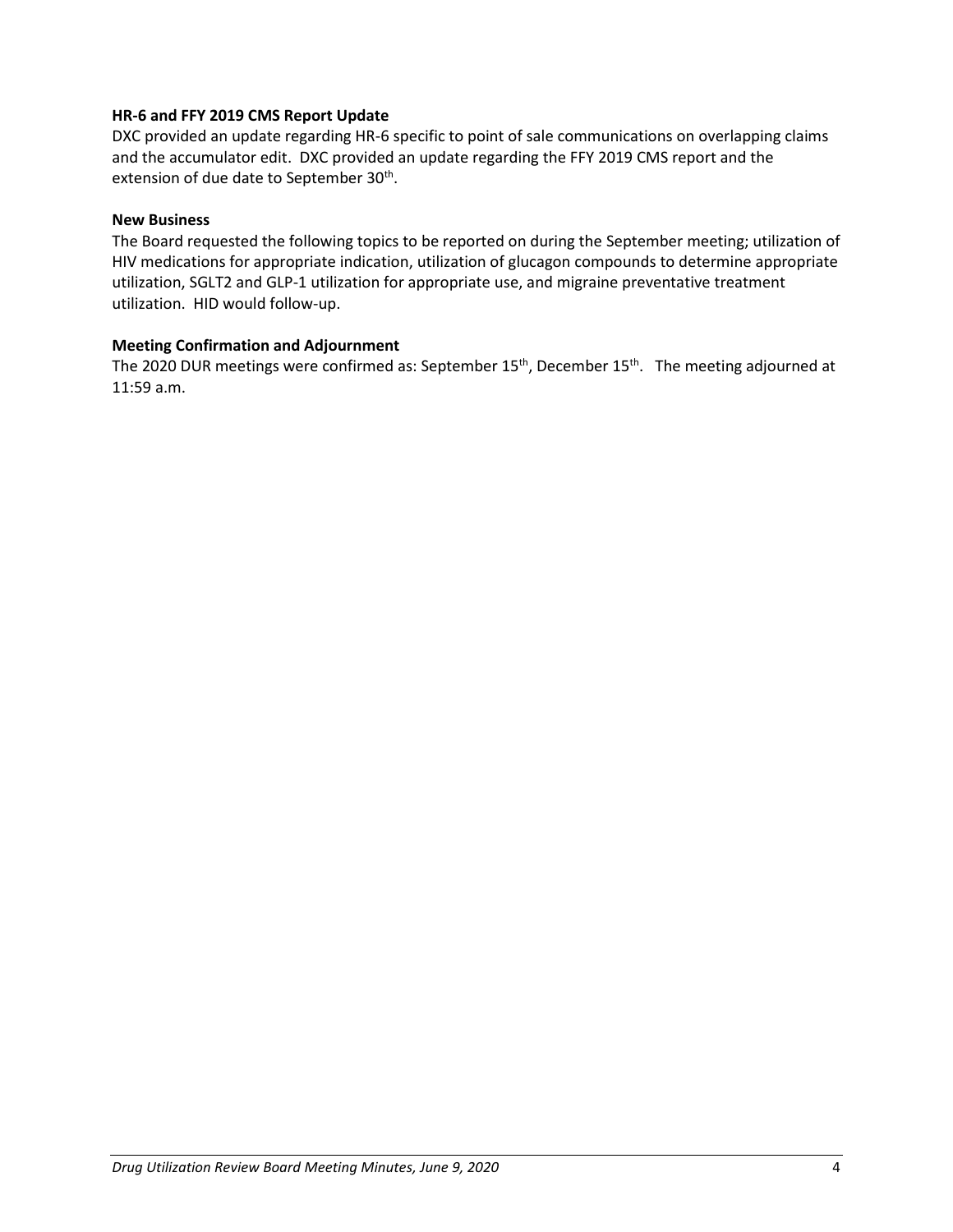**HR-6 and FFY 2019 CMS Report Update**

DXC provided an update regarding HR-6 specific to point of sale communications on overlapping claims and the accumulator edit. DXC provided an update regarding the FFY 2019 CMS report and the extension of due date to September 30th.

**New Business**

The Board requested the following topics to be reported on during the September meeting; utilization of HIV medications for appropriate indication, utilization of glucagon compounds to determine appropriate utilization, SGLT2 and GLP-1 utilization for appropriate use, and migraine preventative treatment utilization. HID would follow-up.

**Meeting Confirmation and Adjournment**

The 2020 DUR meetings were confirmed as: September 15th, December 15th. The meeting adjourned at 11:59 a.m.